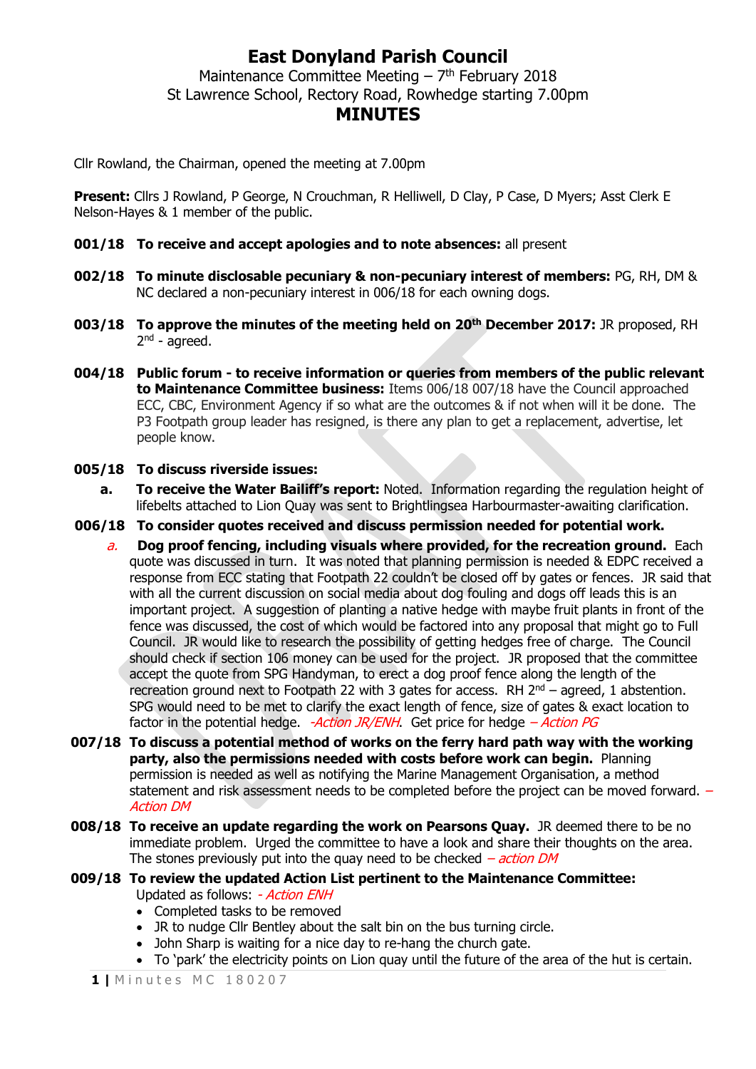# East Donyland Parish Council

Maintenance Committee Meeting – 7th February 2018
St Lawrence School, Rectory Road, Rowhedge starting 7.00pm

## MINUTES

Cllr Rowland, the Chairman, opened the meeting at 7.00pm

**Present:** Cllrs J Rowland, P George, N Crouchman, R Helliwell, D Clay, P Case, D Myers; Asst Clerk E Nelson-Hayes & 1 member of the public.

**001/18 To receive and accept apologies and to note absences:** all present

**002/18 To minute disclosable pecuniary & non-pecuniary interest of members:** PG, RH, DM & NC declared a non-pecuniary interest in 006/18 for each owning dogs.

**003/18 To approve the minutes of the meeting held on 20th December 2017:** JR proposed, RH 2nd - agreed.

**004/18 Public forum - to receive information or queries from members of the public relevant to Maintenance Committee business:** Items 006/18 007/18 have the Council approached ECC, CBC, Environment Agency if so what are the outcomes & if not when will it be done. The P3 Footpath group leader has resigned, is there any plan to get a replacement, advertise, let people know.

**005/18 To discuss riverside issues:**

a. **To receive the Water Bailiff's report:** Noted. Information regarding the regulation height of lifebelts attached to Lion Quay was sent to Brightlingsea Harbourmaster-awaiting clarification.

**006/18 To consider quotes received and discuss permission needed for potential work.**

a. **Dog proof fencing, including visuals where provided, for the recreation ground.** Each quote was discussed in turn. It was noted that planning permission is needed & EDPC received a response from ECC stating that Footpath 22 couldn't be closed off by gates or fences. JR said that with all the current discussion on social media about dog fouling and dogs off leads this is an important project. A suggestion of planting a native hedge with maybe fruit plants in front of the fence was discussed, the cost of which would be factored into any proposal that might go to Full Council. JR would like to research the possibility of getting hedges free of charge. The Council should check if section 106 money can be used for the project. JR proposed that the committee accept the quote from SPG Handyman, to erect a dog proof fence along the length of the recreation ground next to Footpath 22 with 3 gates for access. RH 2nd – agreed, 1 abstention. SPG would need to be met to clarify the exact length of fence, size of gates & exact location to factor in the potential hedge. *-Action JR/ENH*. Get price for hedge *– Action PG*

**007/18 To discuss a potential method of works on the ferry hard path way with the working party, also the permissions needed with costs before work can begin.** Planning permission is needed as well as notifying the Marine Management Organisation, a method statement and risk assessment needs to be completed before the project can be moved forward. *– Action DM*

**008/18 To receive an update regarding the work on Pearsons Quay.** JR deemed there to be no immediate problem. Urged the committee to have a look and share their thoughts on the area. The stones previously put into the quay need to be checked *– action DM*

**009/18 To review the updated Action List pertinent to the Maintenance Committee:**
Updated as follows: *- Action ENH*

- Completed tasks to be removed
- JR to nudge Cllr Bentley about the salt bin on the bus turning circle.
- John Sharp is waiting for a nice day to re-hang the church gate.
- To 'park' the electricity points on Lion quay until the future of the area of the hut is certain.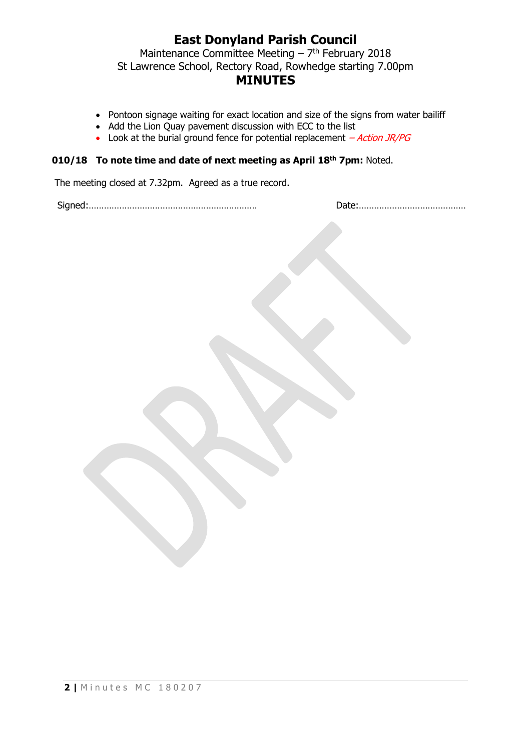# East Donyland Parish Council

Maintenance Committee Meeting – 7th February 2018

St Lawrence School, Rectory Road, Rowhedge starting 7.00pm

## MINUTES

- Pontoon signage waiting for exact location and size of the signs from water bailiff
- Add the Lion Quay pavement discussion with ECC to the list
- Look at the burial ground fence for potential replacement *– Action JR/PG*

**010/18 To note time and date of next meeting as April 18th 7pm:** Noted.

The meeting closed at 7.32pm. Agreed as a true record.

Signed:………………………………………………………… Date:……………………………………

DRAFT